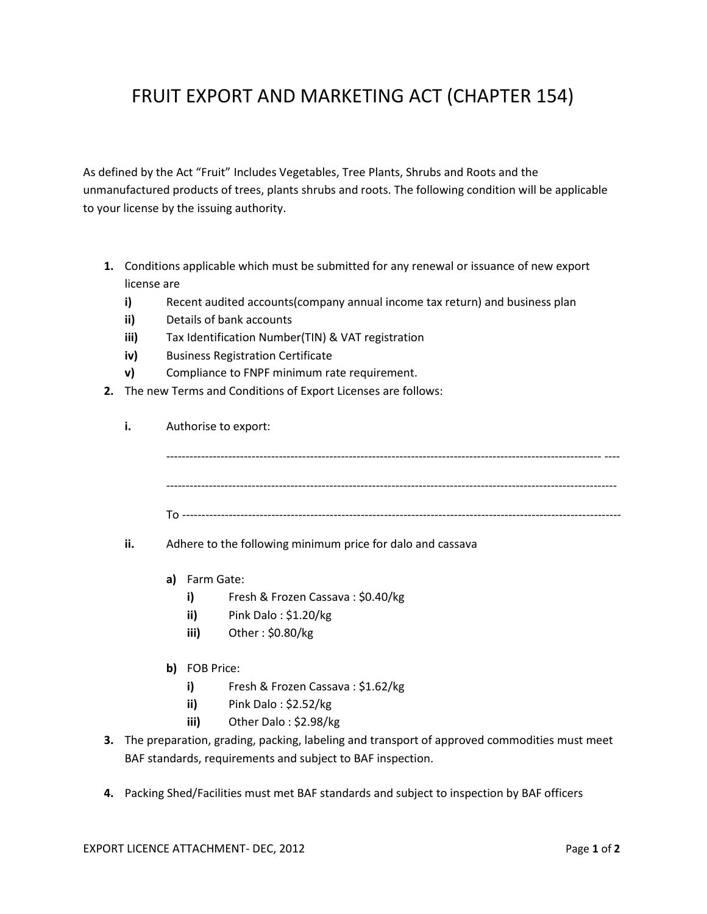# FRUIT EXPORT AND MARKETING ACT (CHAPTER 154)

As defined by the Act "Fruit" Includes Vegetables, Tree Plants, Shrubs and Roots and the unmanufactured products of trees, plants shrubs and roots. The following condition will be applicable to your license by the issuing authority.

1. Conditions applicable which must be submitted for any renewal or issuance of new export license are
   - i) Recent audited accounts(company annual income tax return) and business plan
   - ii) Details of bank accounts
   - iii) Tax Identification Number(TIN) & VAT registration
   - iv) Business Registration Certificate
   - v) Compliance to FNPF minimum rate requirement.
2. The new Terms and Conditions of Export Licenses are follows:

   i. Authorise to export:

   ------------------------------------------------------------------------------------------------------------------- ----

   -------------------------------------------------------------------------------------------------------------------

   To ----------------------------------------------------------------------------------------------------------------

   ii. Adhere to the following minimum price for dalo and cassava

   a) Farm Gate:
      - i) Fresh & Frozen Cassava : $0.40/kg
      - ii) Pink Dalo : $1.20/kg
      - iii) Other : $0.80/kg

   b) FOB Price:
      - i) Fresh & Frozen Cassava : $1.62/kg
      - ii) Pink Dalo : $2.52/kg
      - iii) Other Dalo : $2.98/kg
3. The preparation, grading, packing, labeling and transport of approved commodities must meet BAF standards, requirements and subject to BAF inspection.
4. Packing Shed/Facilities must met BAF standards and subject to inspection by BAF officers

EXPORT LICENCE ATTACHMENT- DEC, 2012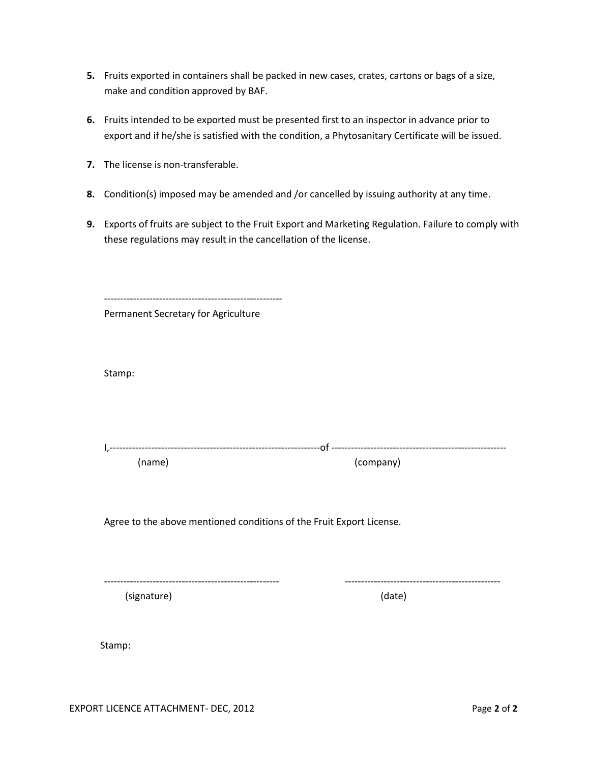5. Fruits exported in containers shall be packed in new cases, crates, cartons or bags of a size, make and condition approved by BAF.

6. Fruits intended to be exported must be presented first to an inspector in advance prior to export and if he/she is satisfied with the condition, a Phytosanitary Certificate will be issued.

7. The license is non-transferable.

8. Condition(s) imposed may be amended and /or cancelled by issuing authority at any time.

9. Exports of fruits are subject to the Fruit Export and Marketing Regulation. Failure to comply with these regulations may result in the cancellation of the license.

-------------------------------------------------------

Permanent Secretary for Agriculture

Stamp:

I,------------------------------------------------------------------of -----------------------------------------------------

(name) (company)

Agree to the above mentioned conditions of the Fruit Export License.

------------------------------------------------------ ------------------------------------------------

(signature) (date)

Stamp: